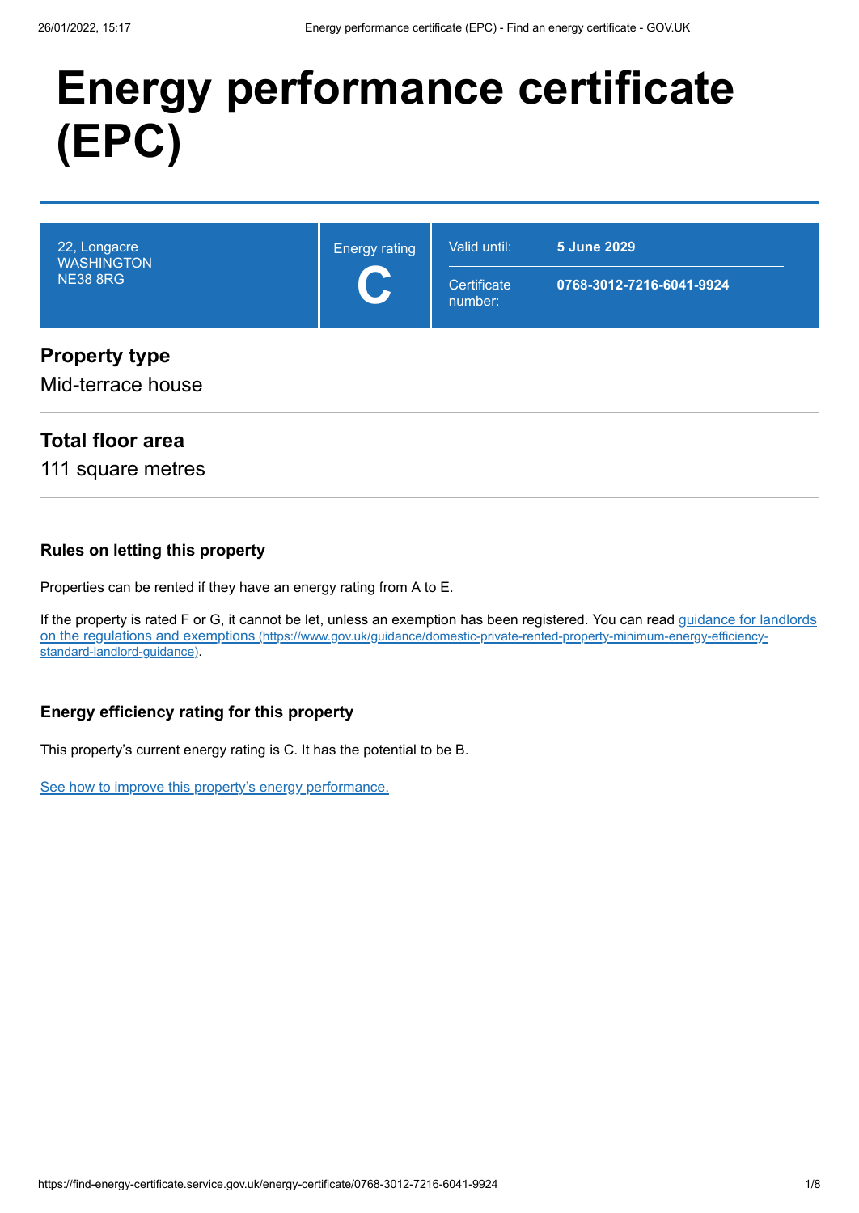# Energy performance certificate (EPC)

| 22, Longacre WASHINGTON NE38 8RG | Energy rating **C** | Valid until: **5 June 2029** Certificate number: **0768-3012-7216-6041-9924** |
|---|---|---|

## Property type

Mid-terrace house

## Total floor area

111 square metres

### Rules on letting this property

Properties can be rented if they have an energy rating from A to E.

If the property is rated F or G, it cannot be let, unless an exemption has been registered. You can read guidance for landlords on the regulations and exemptions (https://www.gov.uk/guidance/domestic-private-rented-property-minimum-energy-efficiency-standard-landlord-guidance).

### Energy efficiency rating for this property

This property's current energy rating is C. It has the potential to be B.

See how to improve this property's energy performance.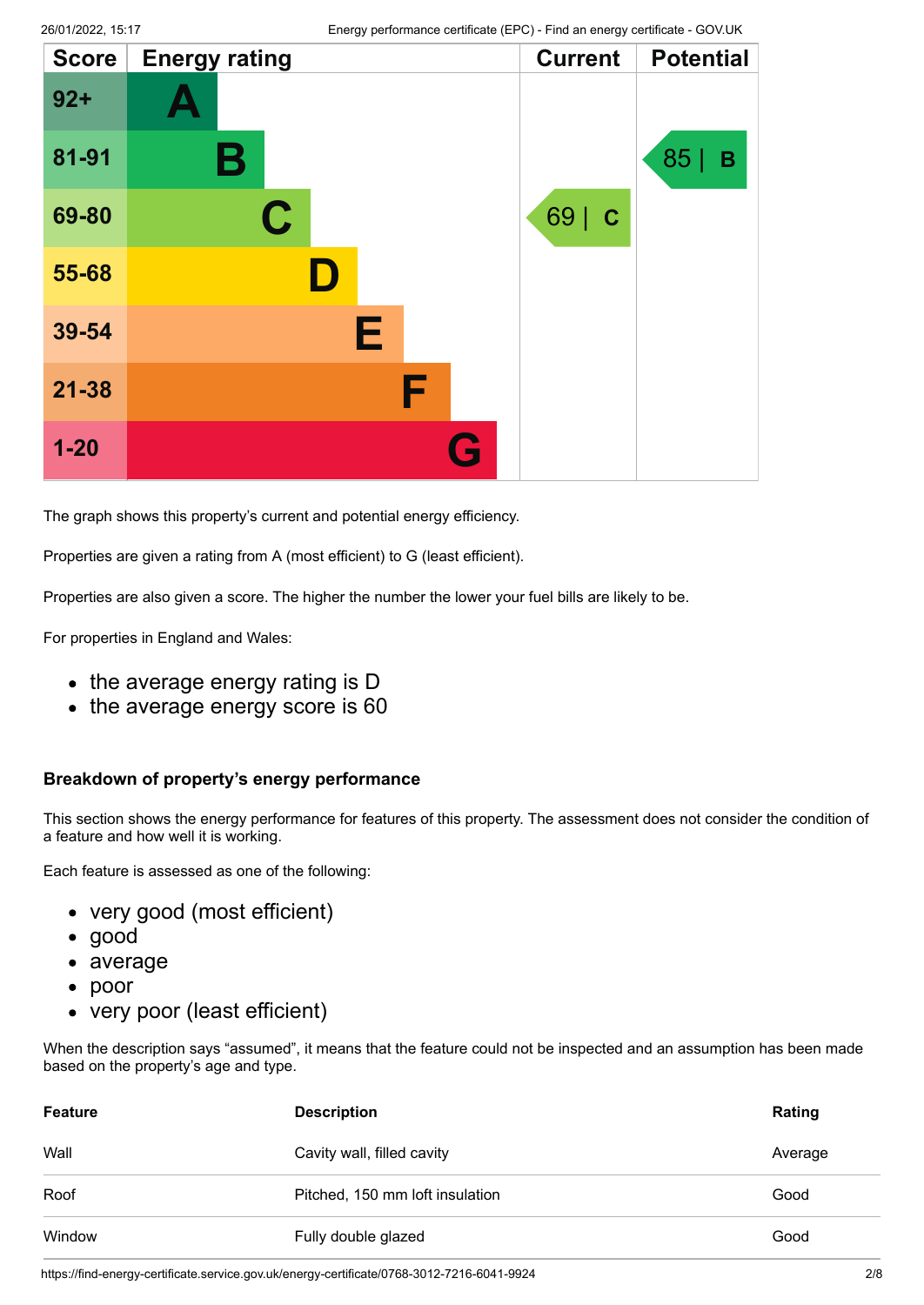| Score | Energy rating | Current | Potential |
|---|---|---|---|
| 92+ | A | | |
| 81-91 | B | | 85 \| B |
| 69-80 | C | 69 \| C | |
| 55-68 | D | | |
| 39-54 | E | | |
| 21-38 | F | | |
| 1-20 | G | | |

The graph shows this property's current and potential energy efficiency.

Properties are given a rating from A (most efficient) to G (least efficient).

Properties are also given a score. The higher the number the lower your fuel bills are likely to be.

For properties in England and Wales:

- the average energy rating is D
- the average energy score is 60

### Breakdown of property's energy performance

This section shows the energy performance for features of this property. The assessment does not consider the condition of a feature and how well it is working.

Each feature is assessed as one of the following:

- very good (most efficient)
- good
- average
- poor
- very poor (least efficient)

When the description says "assumed", it means that the feature could not be inspected and an assumption has been made based on the property's age and type.

| Feature | Description | Rating |
|---|---|---|
| Wall | Cavity wall, filled cavity | Average |
| Roof | Pitched, 150 mm loft insulation | Good |
| Window | Fully double glazed | Good |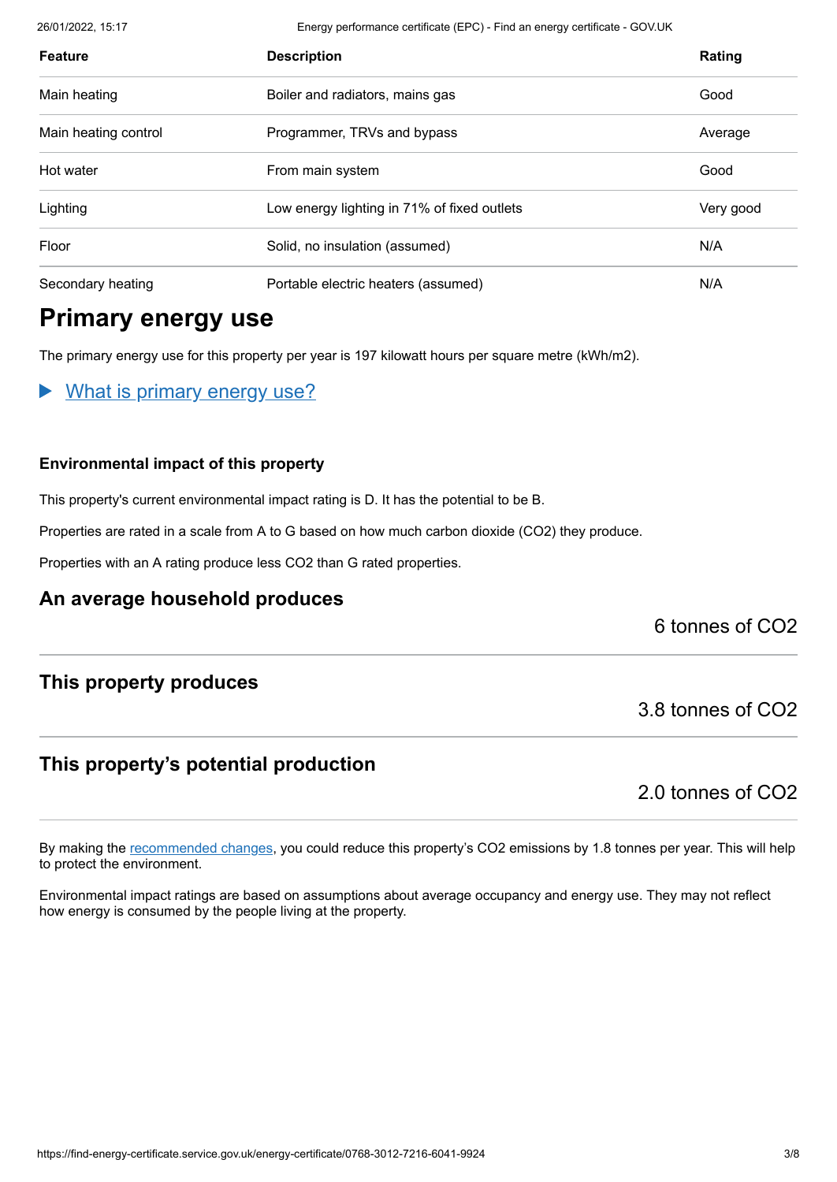| Feature | Description | Rating |
|---|---|---|
| Main heating | Boiler and radiators, mains gas | Good |
| Main heating control | Programmer, TRVs and bypass | Average |
| Hot water | From main system | Good |
| Lighting | Low energy lighting in 71% of fixed outlets | Very good |
| Floor | Solid, no insulation (assumed) | N/A |
| Secondary heating | Portable electric heaters (assumed) | N/A |

# Primary energy use

The primary energy use for this property per year is 197 kilowatt hours per square metre (kWh/m2).

▶ What is primary energy use?

### Environmental impact of this property

This property's current environmental impact rating is D. It has the potential to be B.

Properties are rated in a scale from A to G based on how much carbon dioxide ($CO_2$) they produce.

Properties with an A rating produce less $CO_2$ than G rated properties.

## An average household produces

6 tonnes of $CO_2$

## This property produces

3.8 tonnes of $CO_2$

## This property's potential production

2.0 tonnes of $CO_2$

By making the recommended changes, you could reduce this property's $CO_2$ emissions by 1.8 tonnes per year. This will help to protect the environment.

Environmental impact ratings are based on assumptions about average occupancy and energy use. They may not reflect how energy is consumed by the people living at the property.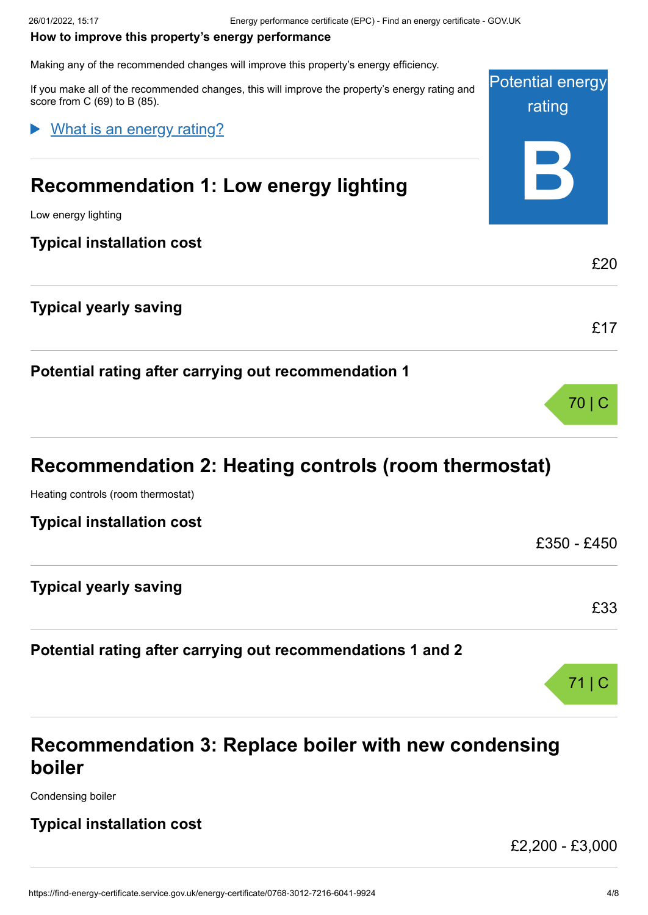**How to improve this property's energy performance**

Making any of the recommended changes will improve this property's energy efficiency.

If you make all of the recommended changes, this will improve the property's energy rating and score from C (69) to B (85).

Potential energy rating

**B**

▶ What is an energy rating?

## Recommendation 1: Low energy lighting

Low energy lighting

### Typical installation cost

£20

### Typical yearly saving

£17

### Potential rating after carrying out recommendation 1

70 | C

## Recommendation 2: Heating controls (room thermostat)

Heating controls (room thermostat)

### Typical installation cost

£350 - £450

### Typical yearly saving

£33

### Potential rating after carrying out recommendations 1 and 2

71 | C

## Recommendation 3: Replace boiler with new condensing boiler

Condensing boiler

### Typical installation cost

£2,200 - £3,000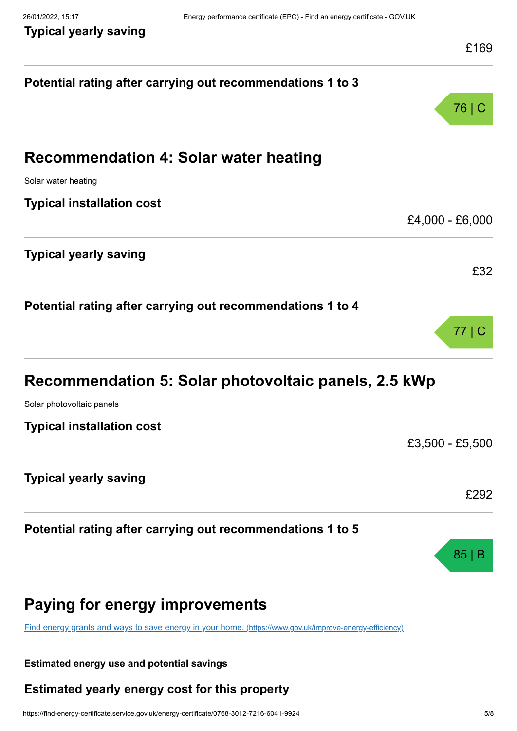### Typical yearly saving

£169

### Potential rating after carrying out recommendations 1 to 3

76 | C

## Recommendation 4: Solar water heating

Solar water heating

### Typical installation cost

£4,000 - £6,000

### Typical yearly saving

£32

### Potential rating after carrying out recommendations 1 to 4

77 | C

## Recommendation 5: Solar photovoltaic panels, 2.5 kWp

Solar photovoltaic panels

### Typical installation cost

£3,500 - £5,500

### Typical yearly saving

£292

### Potential rating after carrying out recommendations 1 to 5

85 | B

## Paying for energy improvements

[Find energy grants and ways to save energy in your home. (https://www.gov.uk/improve-energy-efficiency)](https://www.gov.uk/improve-energy-efficiency)

**Estimated energy use and potential savings**

### Estimated yearly energy cost for this property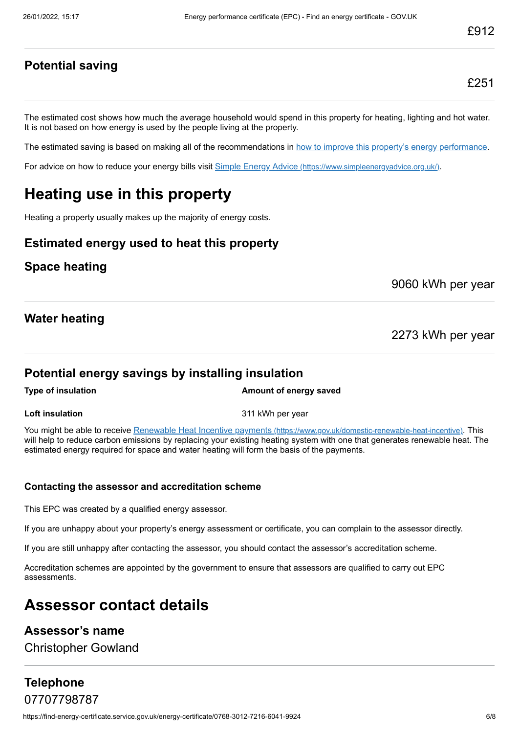£912

### Potential saving

£251

The estimated cost shows how much the average household would spend in this property for heating, lighting and hot water. It is not based on how energy is used by the people living at the property.

The estimated saving is based on making all of the recommendations in how to improve this property's energy performance.

For advice on how to reduce your energy bills visit Simple Energy Advice (https://www.simpleenergyadvice.org.uk/).

# Heating use in this property

Heating a property usually makes up the majority of energy costs.

### Estimated energy used to heat this property

### Space heating

9060 kWh per year

### Water heating

2273 kWh per year

### Potential energy savings by installing insulation

| Type of insulation | Amount of energy saved |
|---|---|
| Loft insulation | 311 kWh per year |

You might be able to receive Renewable Heat Incentive payments (https://www.gov.uk/domestic-renewable-heat-incentive). This will help to reduce carbon emissions by replacing your existing heating system with one that generates renewable heat. The estimated energy required for space and water heating will form the basis of the payments.

#### Contacting the assessor and accreditation scheme

This EPC was created by a qualified energy assessor.

If you are unhappy about your property's energy assessment or certificate, you can complain to the assessor directly.

If you are still unhappy after contacting the assessor, you should contact the assessor's accreditation scheme.

Accreditation schemes are appointed by the government to ensure that assessors are qualified to carry out EPC assessments.

# Assessor contact details

### Assessor's name

Christopher Gowland

### Telephone

07707798787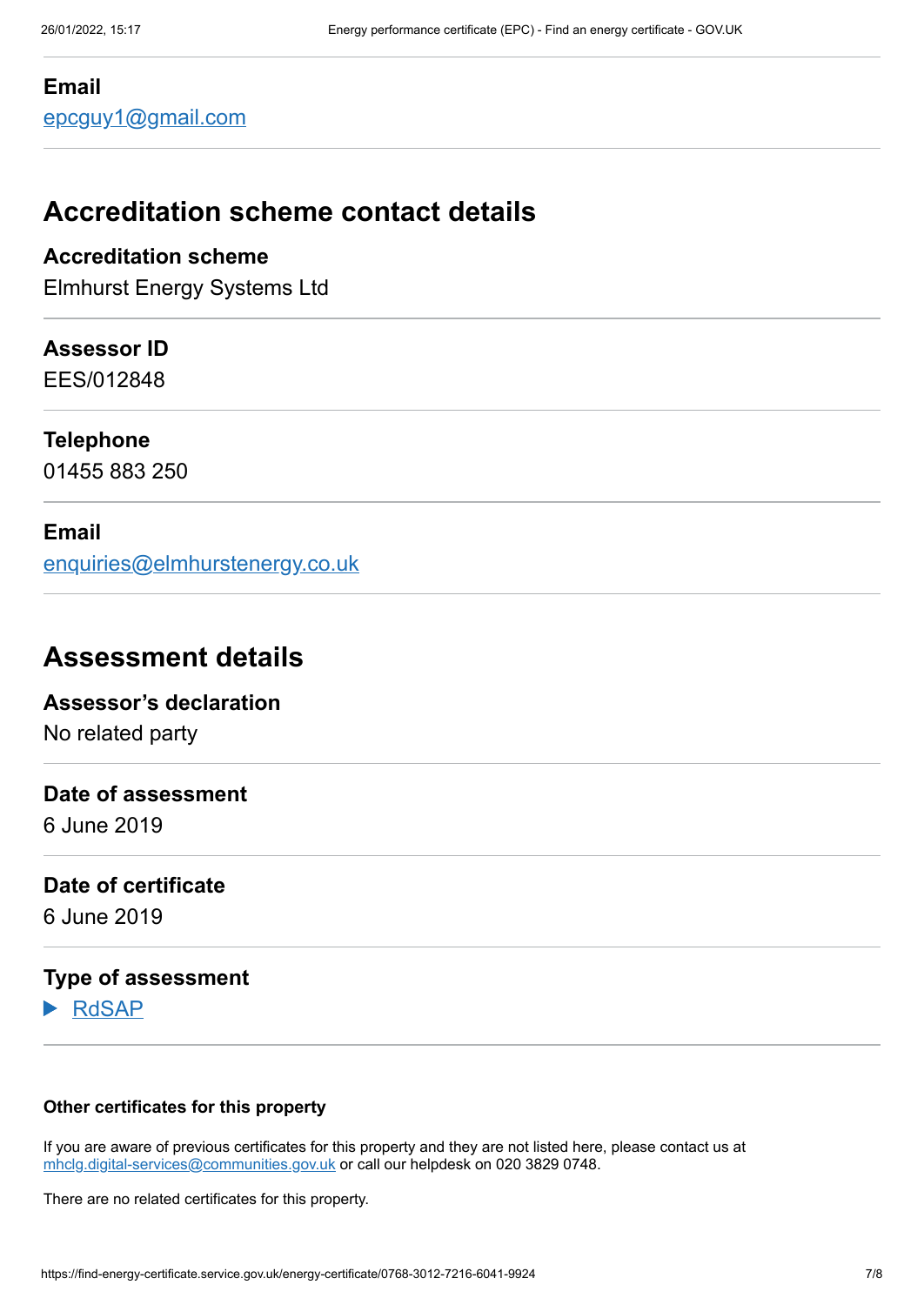### Email

epcguy1@gmail.com

## Accreditation scheme contact details

### Accreditation scheme

Elmhurst Energy Systems Ltd

### Assessor ID

EES/012848

### Telephone

01455 883 250

### Email

enquiries@elmhurstenergy.co.uk

## Assessment details

### Assessor's declaration

No related party

### Date of assessment

6 June 2019

### Date of certificate

6 June 2019

### Type of assessment

▶ RdSAP

#### Other certificates for this property

If you are aware of previous certificates for this property and they are not listed here, please contact us at mhclg.digital-services@communities.gov.uk or call our helpdesk on 020 3829 0748.

There are no related certificates for this property.